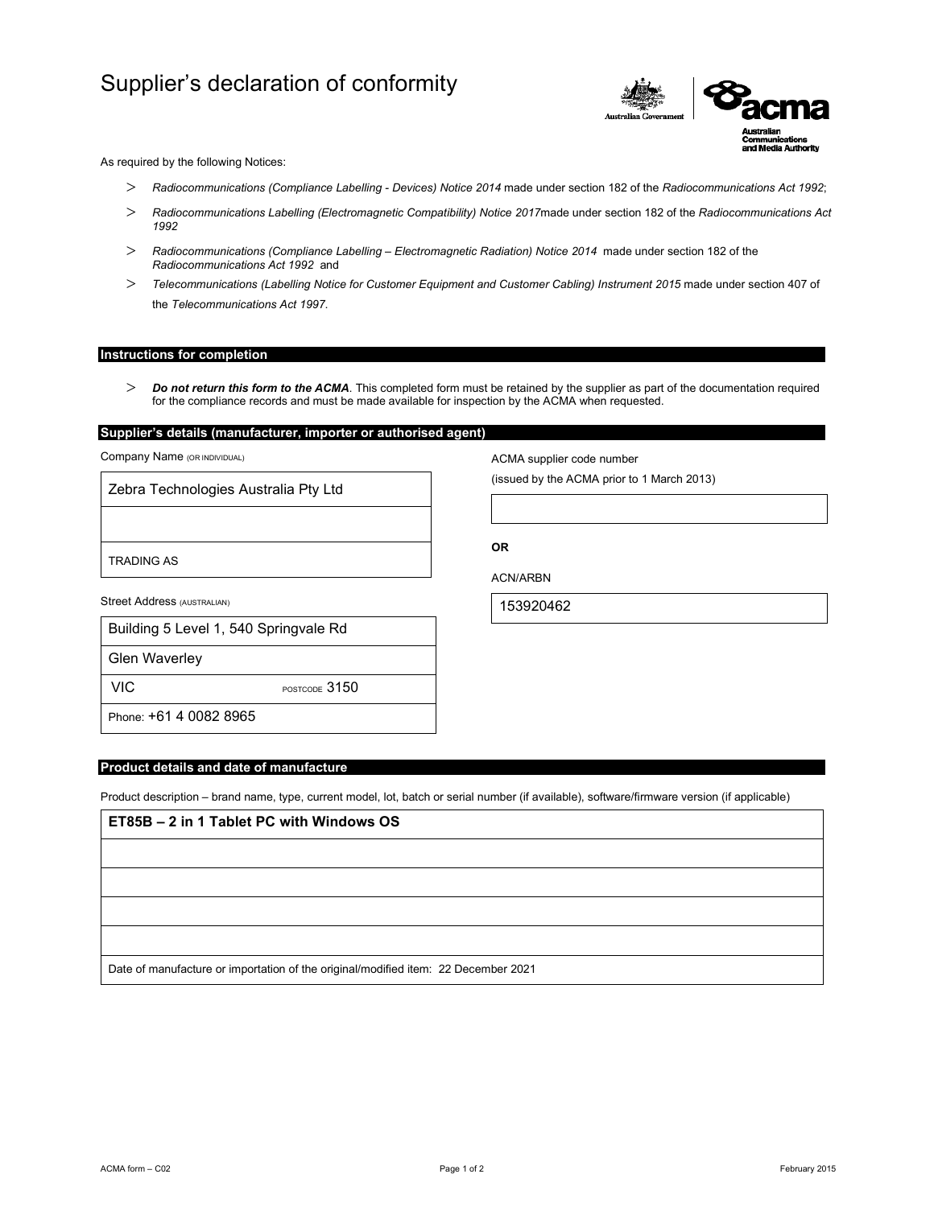# Supplier's declaration of conformity

As required by the following Notices:

- *Radiocommunications (Compliance Labelling - Devices) Notice 2014* made under section 182 of the *Radiocommunications Act 1992*;
- *Radiocommunications Labelling (Electromagnetic Compatibility) Notice 2017* made under section 182 of the *Radiocommunications Act 1992*
- *Radiocommunications (Compliance Labelling – Electromagnetic Radiation) Notice 2014* made under section 182 of the *Radiocommunications Act 1992* and
- *Telecommunications (Labelling Notice for Customer Equipment and Customer Cabling) Instrument 2015* made under section 407 of the *Telecommunications Act 1997*.

## Instructions for completion

- ***Do not return this form to the ACMA***. This completed form must be retained by the supplier as part of the documentation required for the compliance records and must be made available for inspection by the ACMA when requested.

## Supplier's details (manufacturer, importer or authorised agent)

Company Name (OR INDIVIDUAL)

Zebra Technologies Australia Pty Ltd

TRADING AS

Street Address (AUSTRALIAN)

Building 5 Level 1, 540 Springvale Rd

Glen Waverley

VIC POSTCODE 3150

Phone: +61 4 0082 8965

ACMA supplier code number

(issued by the ACMA prior to 1 March 2013)

**OR**

ACN/ARBN

153920462

## Product details and date of manufacture

Product description – brand name, type, current model, lot, batch or serial number (if available), software/firmware version (if applicable)

**ET85B – 2 in 1 Tablet PC with Windows OS**

Date of manufacture or importation of the original/modified item: 22 December 2021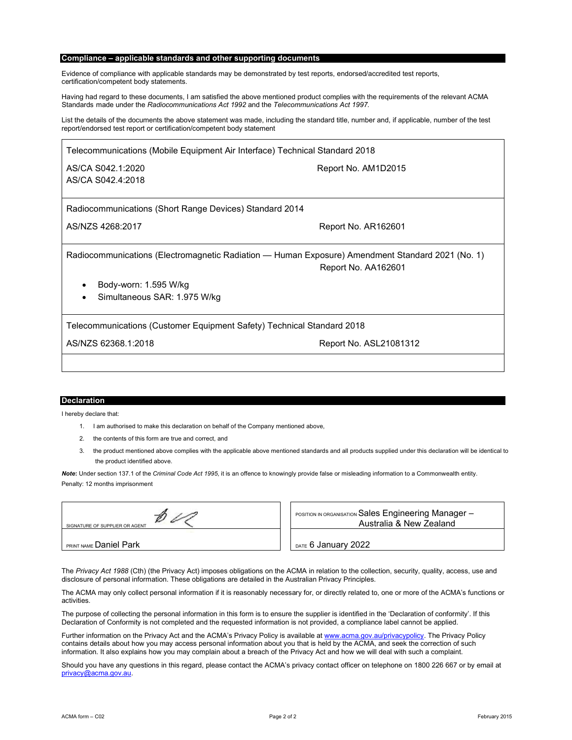## Compliance – applicable standards and other supporting documents

Evidence of compliance with applicable standards may be demonstrated by test reports, endorsed/accredited test reports, certification/competent body statements.

Having had regard to these documents, I am satisfied the above mentioned product complies with the requirements of the relevant ACMA Standards made under the *Radiocommunications Act 1992* and the *Telecommunications Act 1997.*

List the details of the documents the above statement was made, including the standard title, number and, if applicable, number of the test report/endorsed test report or certification/competent body statement

Telecommunications (Mobile Equipment Air Interface) Technical Standard 2018

AS/CA S042.1:2020 — Report No. AM1D2015
AS/CA S042.4:2018

Radiocommunications (Short Range Devices) Standard 2014

AS/NZS 4268:2017 — Report No. AR162601

Radiocommunications (Electromagnetic Radiation — Human Exposure) Amendment Standard 2021 (No. 1)
Report No. AA162601

- Body-worn: 1.595 W/kg
- Simultaneous SAR: 1.975 W/kg

Telecommunications (Customer Equipment Safety) Technical Standard 2018

AS/NZS 62368.1:2018 — Report No. ASL21081312

## Declaration

I hereby declare that:

1. I am authorised to make this declaration on behalf of the Company mentioned above,
2. the contents of this form are true and correct, and
3. the product mentioned above complies with the applicable above mentioned standards and all products supplied under this declaration will be identical to the product identified above.

***Note*****:** Under section 137.1 of the *Criminal Code Act 1995*, it is an offence to knowingly provide false or misleading information to a Commonwealth entity.
Penalty: 12 months imprisonment

| | |
|---|---|
| SIGNATURE OF SUPPLIER OR AGENT [signature] | POSITION IN ORGANISATION Sales Engineering Manager – Australia & New Zealand |
| PRINT NAME Daniel Park | DATE 6 January 2022 |

The *Privacy Act 1988* (Cth) (the Privacy Act) imposes obligations on the ACMA in relation to the collection, security, quality, access, use and disclosure of personal information. These obligations are detailed in the Australian Privacy Principles.

The ACMA may only collect personal information if it is reasonably necessary for, or directly related to, one or more of the ACMA's functions or activities.

The purpose of collecting the personal information in this form is to ensure the supplier is identified in the 'Declaration of conformity'. If this Declaration of Conformity is not completed and the requested information is not provided, a compliance label cannot be applied.

Further information on the Privacy Act and the ACMA's Privacy Policy is available at www.acma.gov.au/privacypolicy. The Privacy Policy contains details about how you may access personal information about you that is held by the ACMA, and seek the correction of such information. It also explains how you may complain about a breach of the Privacy Act and how we will deal with such a complaint.

Should you have any questions in this regard, please contact the ACMA's privacy contact officer on telephone on 1800 226 667 or by email at privacy@acma.gov.au.

ACMA form – C02 — February 2015